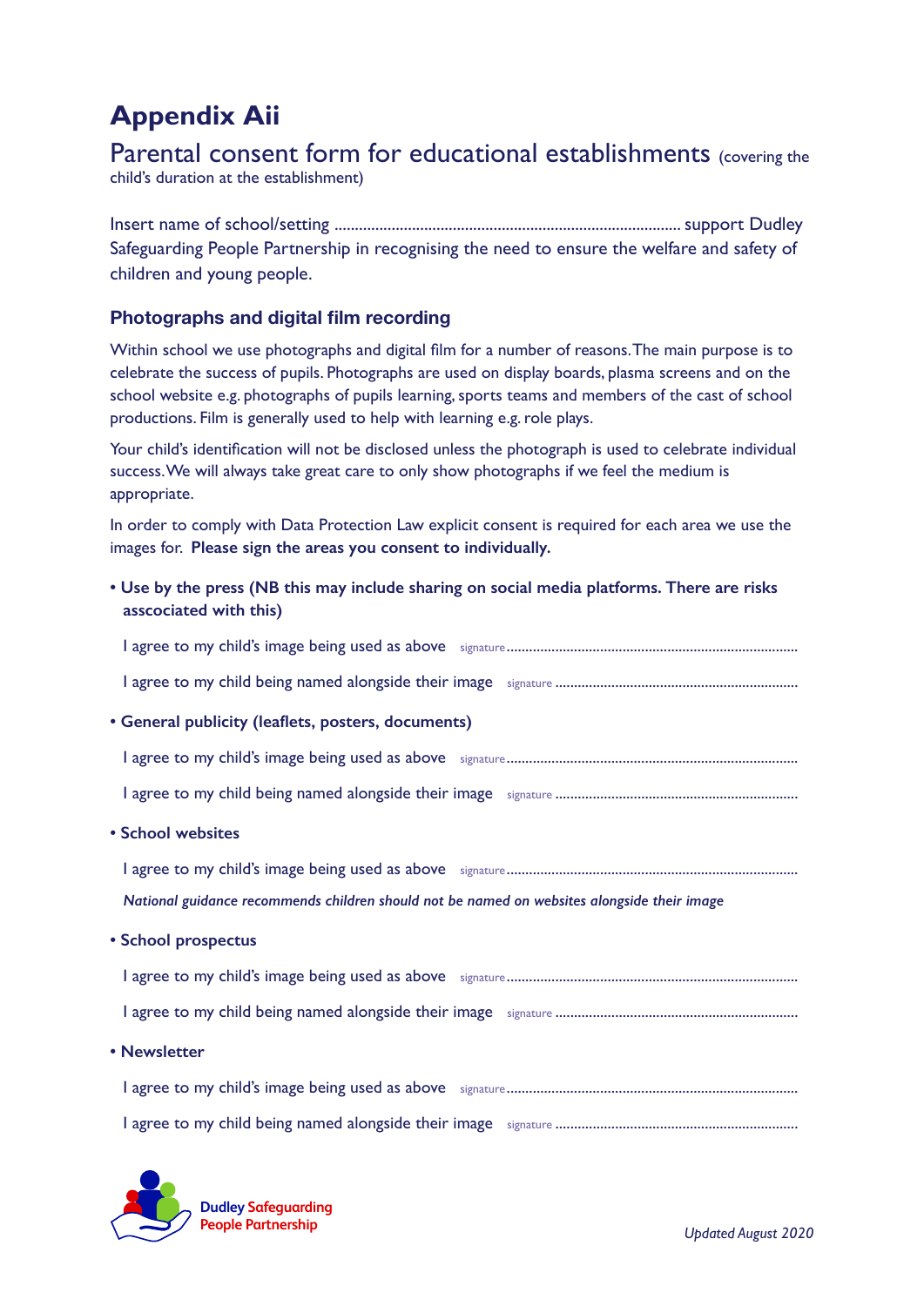# Appendix Aii

## Parental consent form for educational establishments (covering the child's duration at the establishment)

Insert name of school/setting ....................................................................................... support Dudley Safeguarding People Partnership in recognising the need to ensure the welfare and safety of children and young people.

### Photographs and digital film recording

Within school we use photographs and digital film for a number of reasons. The main purpose is to celebrate the success of pupils. Photographs are used on display boards, plasma screens and on the school website e.g. photographs of pupils learning, sports teams and members of the cast of school productions. Film is generally used to help with learning e.g. role plays.

Your child's identification will not be disclosed unless the photograph is used to celebrate individual success. We will always take great care to only show photographs if we feel the medium is appropriate.

In order to comply with Data Protection Law explicit consent is required for each area we use the images for. **Please sign the areas you consent to individually.**

- **Use by the press (NB this may include sharing on social media platforms. There are risks asscociated with this)**

  I agree to my child's image being used as above signature..............................................................................

  I agree to my child being named alongside their image signature ..................................................................

- **General publicity (leaflets, posters, documents)**

  I agree to my child's image being used as above signature..............................................................................

  I agree to my child being named alongside their image signature ..................................................................

- **School websites**

  I agree to my child's image being used as above signature..............................................................................

  ***National guidance recommends children should not be named on websites alongside their image***

- **School prospectus**

  I agree to my child's image being used as above signature..............................................................................

  I agree to my child being named alongside their image signature ..................................................................

- **Newsletter**

  I agree to my child's image being used as above signature..............................................................................

  I agree to my child being named alongside their image signature ..................................................................

Dudley Safeguarding People Partnership

*Updated August 2020*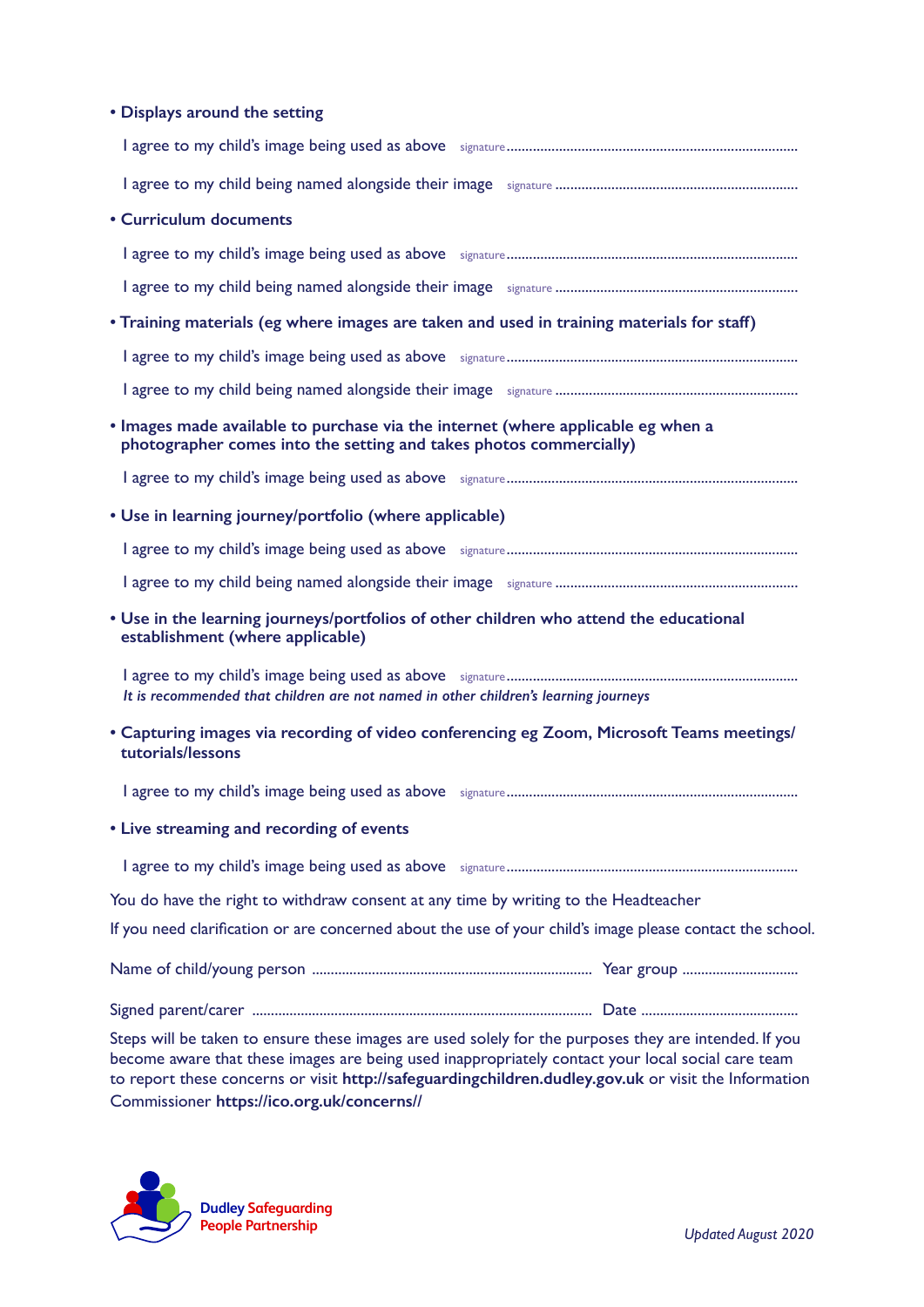- **Displays around the setting**

  I agree to my child's image being used as above signature.............................................................................

  I agree to my child being named alongside their image signature .................................................................

- **Curriculum documents**

  I agree to my child's image being used as above signature.............................................................................

  I agree to my child being named alongside their image signature .................................................................

- **Training materials (eg where images are taken and used in training materials for staff)**

  I agree to my child's image being used as above signature.............................................................................

  I agree to my child being named alongside their image signature .................................................................

- **Images made available to purchase via the internet (where applicable eg when a photographer comes into the setting and takes photos commercially)**

  I agree to my child's image being used as above signature.............................................................................

- **Use in learning journey/portfolio (where applicable)**

  I agree to my child's image being used as above signature.............................................................................

  I agree to my child being named alongside their image signature .................................................................

- **Use in the learning journeys/portfolios of other children who attend the educational establishment (where applicable)**

  I agree to my child's image being used as above signature.............................................................................

  *It is recommended that children are not named in other children's learning journeys*

- **Capturing images via recording of video conferencing eg Zoom, Microsoft Teams meetings/ tutorials/lessons**

  I agree to my child's image being used as above signature.............................................................................

- **Live streaming and recording of events**

  I agree to my child's image being used as above signature.............................................................................

You do have the right to withdraw consent at any time by writing to the Headteacher

If you need clarification or are concerned about the use of your child's image please contact the school.

Name of child/young person .......................................................................... Year group ..............................

Signed parent/carer .......................................................................................... Date ..........................................

Steps will be taken to ensure these images are used solely for the purposes they are intended. If you become aware that these images are being used inappropriately contact your local social care team to report these concerns or visit **http://safeguardingchildren.dudley.gov.uk** or visit the Information Commissioner **https://ico.org.uk/concerns//**

Dudley Safeguarding People Partnership

*Updated August 2020*